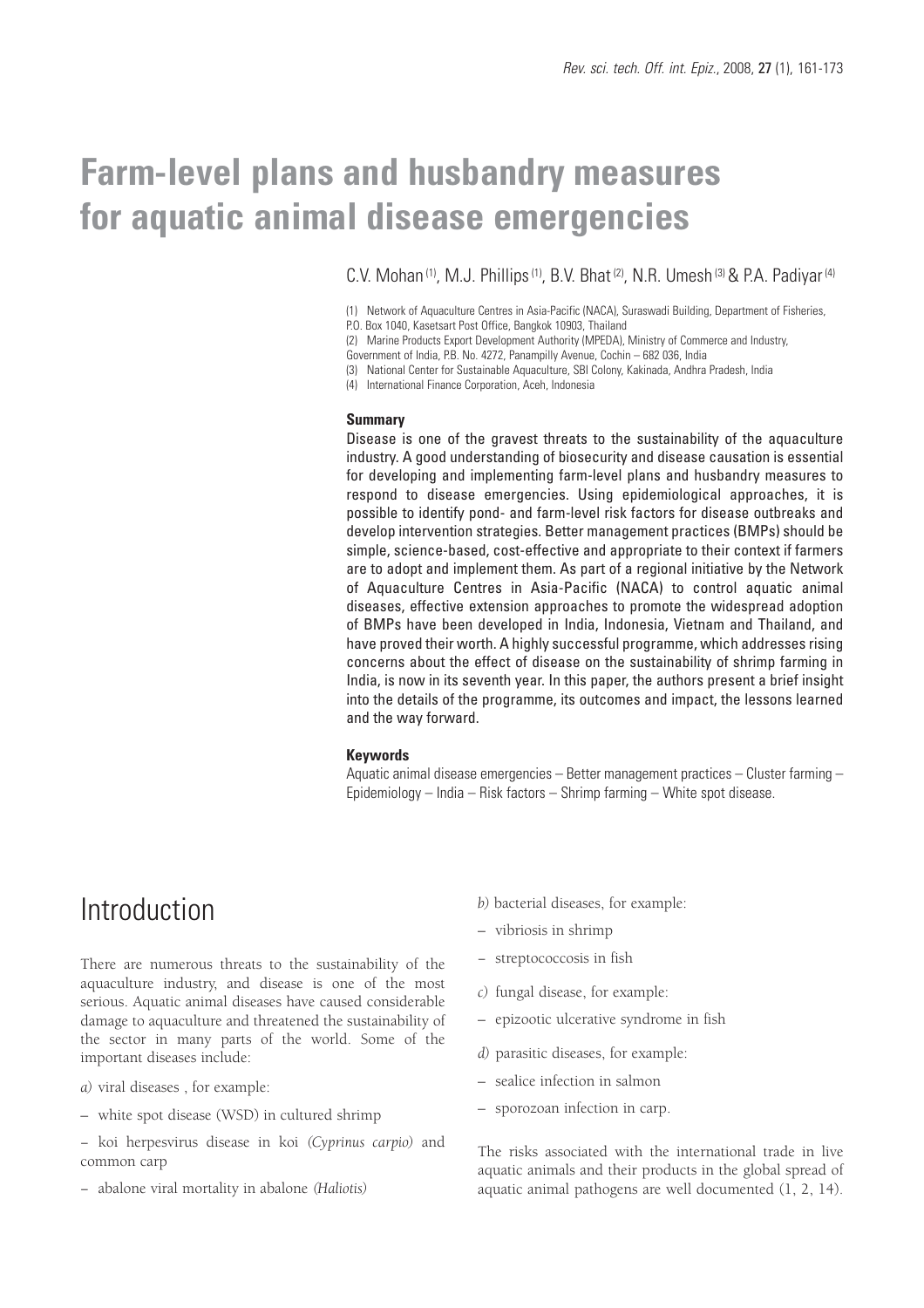# Farm-level plans and husbandry measures for aquatic animal disease emergencies

C.V. Mohan [(1)], M.J. Phillips [(1)], B.V. Bhat [(2)], N.R. Umesh [(3)] & P.A. Padiyar [(4)]

(1) Network of Aquaculture Centres in Asia-Pacific (NACA), Suraswadi Building, Department of Fisheries, P.O. Box 1040, Kasetsart Post Office, Bangkok 10903, Thailand

(2) Marine Products Export Development Authority (MPEDA), Ministry of Commerce and Industry, Government of India, P.B. No. 4272, Panampilly Avenue, Cochin – 682 036, India

(3) National Center for Sustainable Aquaculture, SBI Colony, Kakinada, Andhra Pradesh, India

(4) International Finance Corporation, Aceh, Indonesia

### Summary

Disease is one of the gravest threats to the sustainability of the aquaculture industry. A good understanding of biosecurity and disease causation is essential for developing and implementing farm-level plans and husbandry measures to respond to disease emergencies. Using epidemiological approaches, it is possible to identify pond- and farm-level risk factors for disease outbreaks and develop intervention strategies. Better management practices (BMPs) should be simple, science-based, cost-effective and appropriate to their context if farmers are to adopt and implement them. As part of a regional initiative by the Network of Aquaculture Centres in Asia-Pacific (NACA) to control aquatic animal diseases, effective extension approaches to promote the widespread adoption of BMPs have been developed in India, Indonesia, Vietnam and Thailand, and have proved their worth. A highly successful programme, which addresses rising concerns about the effect of disease on the sustainability of shrimp farming in India, is now in its seventh year. In this paper, the authors present a brief insight into the details of the programme, its outcomes and impact, the lessons learned and the way forward.

### Keywords

Aquatic animal disease emergencies – Better management practices – Cluster farming – Epidemiology – India – Risk factors – Shrimp farming – White spot disease.

## Introduction

There are numerous threats to the sustainability of the aquaculture industry, and disease is one of the most serious. Aquatic animal diseases have caused considerable damage to aquaculture and threatened the sustainability of the sector in many parts of the world. Some of the important diseases include:

*a)* viral diseases , for example:

– white spot disease (WSD) in cultured shrimp

– koi herpesvirus disease in koi *(Cyprinus carpio)* and common carp

– abalone viral mortality in abalone *(Haliotis)*

*b)* bacterial diseases, for example:

– vibriosis in shrimp

– streptococcosis in fish

*c)* fungal disease, for example:

– epizootic ulcerative syndrome in fish

*d)* parasitic diseases, for example:

– sealice infection in salmon

– sporozoan infection in carp.

The risks associated with the international trade in live aquatic animals and their products in the global spread of aquatic animal pathogens are well documented (1, 2, 14).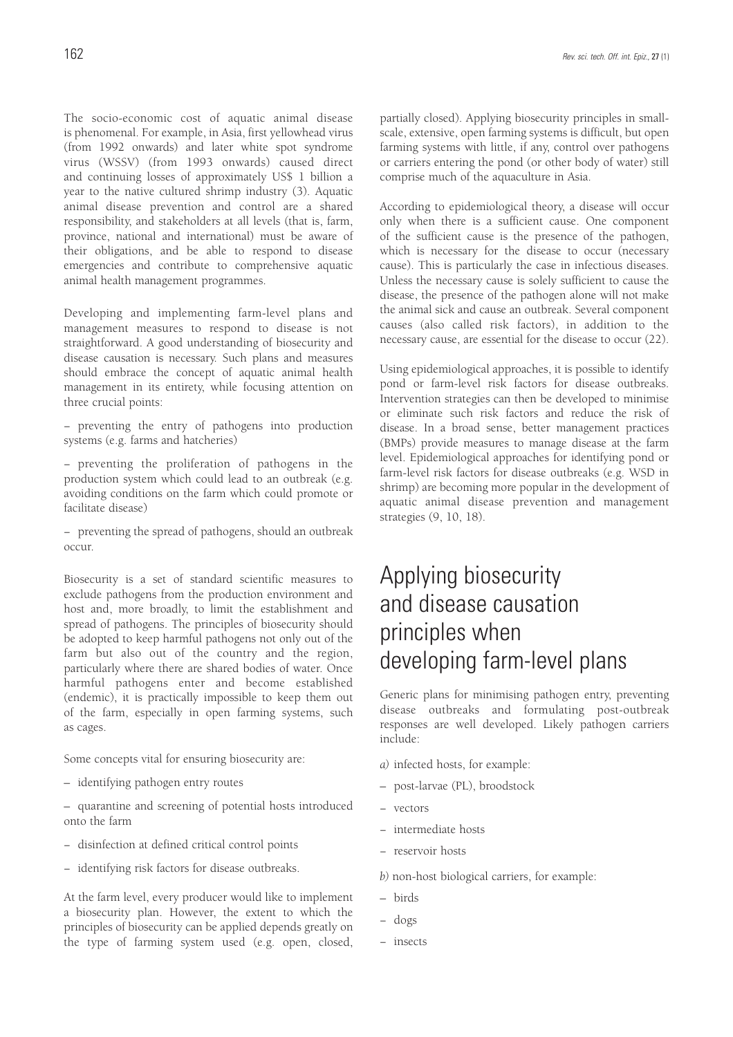The socio-economic cost of aquatic animal disease is phenomenal. For example, in Asia, first yellowhead virus (from 1992 onwards) and later white spot syndrome virus (WSSV) (from 1993 onwards) caused direct and continuing losses of approximately US$ 1 billion a year to the native cultured shrimp industry (3). Aquatic animal disease prevention and control are a shared responsibility, and stakeholders at all levels (that is, farm, province, national and international) must be aware of their obligations, and be able to respond to disease emergencies and contribute to comprehensive aquatic animal health management programmes.

Developing and implementing farm-level plans and management measures to respond to disease is not straightforward. A good understanding of biosecurity and disease causation is necessary. Such plans and measures should embrace the concept of aquatic animal health management in its entirety, while focusing attention on three crucial points:

– preventing the entry of pathogens into production systems (e.g. farms and hatcheries)

– preventing the proliferation of pathogens in the production system which could lead to an outbreak (e.g. avoiding conditions on the farm which could promote or facilitate disease)

– preventing the spread of pathogens, should an outbreak occur.

Biosecurity is a set of standard scientific measures to exclude pathogens from the production environment and host and, more broadly, to limit the establishment and spread of pathogens. The principles of biosecurity should be adopted to keep harmful pathogens not only out of the farm but also out of the country and the region, particularly where there are shared bodies of water. Once harmful pathogens enter and become established (endemic), it is practically impossible to keep them out of the farm, especially in open farming systems, such as cages.

Some concepts vital for ensuring biosecurity are:

– identifying pathogen entry routes

– quarantine and screening of potential hosts introduced onto the farm

– disinfection at defined critical control points

– identifying risk factors for disease outbreaks.

At the farm level, every producer would like to implement a biosecurity plan. However, the extent to which the principles of biosecurity can be applied depends greatly on the type of farming system used (e.g. open, closed, partially closed). Applying biosecurity principles in small-scale, extensive, open farming systems is difficult, but open farming systems with little, if any, control over pathogens or carriers entering the pond (or other body of water) still comprise much of the aquaculture in Asia.

According to epidemiological theory, a disease will occur only when there is a sufficient cause. One component of the sufficient cause is the presence of the pathogen, which is necessary for the disease to occur (necessary cause). This is particularly the case in infectious diseases. Unless the necessary cause is solely sufficient to cause the disease, the presence of the pathogen alone will not make the animal sick and cause an outbreak. Several component causes (also called risk factors), in addition to the necessary cause, are essential for the disease to occur (22).

Using epidemiological approaches, it is possible to identify pond or farm-level risk factors for disease outbreaks. Intervention strategies can then be developed to minimise or eliminate such risk factors and reduce the risk of disease. In a broad sense, better management practices (BMPs) provide measures to manage disease at the farm level. Epidemiological approaches for identifying pond or farm-level risk factors for disease outbreaks (e.g. WSD in shrimp) are becoming more popular in the development of aquatic animal disease prevention and management strategies (9, 10, 18).

# Applying biosecurity and disease causation principles when developing farm-level plans

Generic plans for minimising pathogen entry, preventing disease outbreaks and formulating post-outbreak responses are well developed. Likely pathogen carriers include:

*a)* infected hosts, for example:

– post-larvae (PL), broodstock

– vectors

– intermediate hosts

– reservoir hosts

*b)* non-host biological carriers, for example:

– birds

– dogs

– insects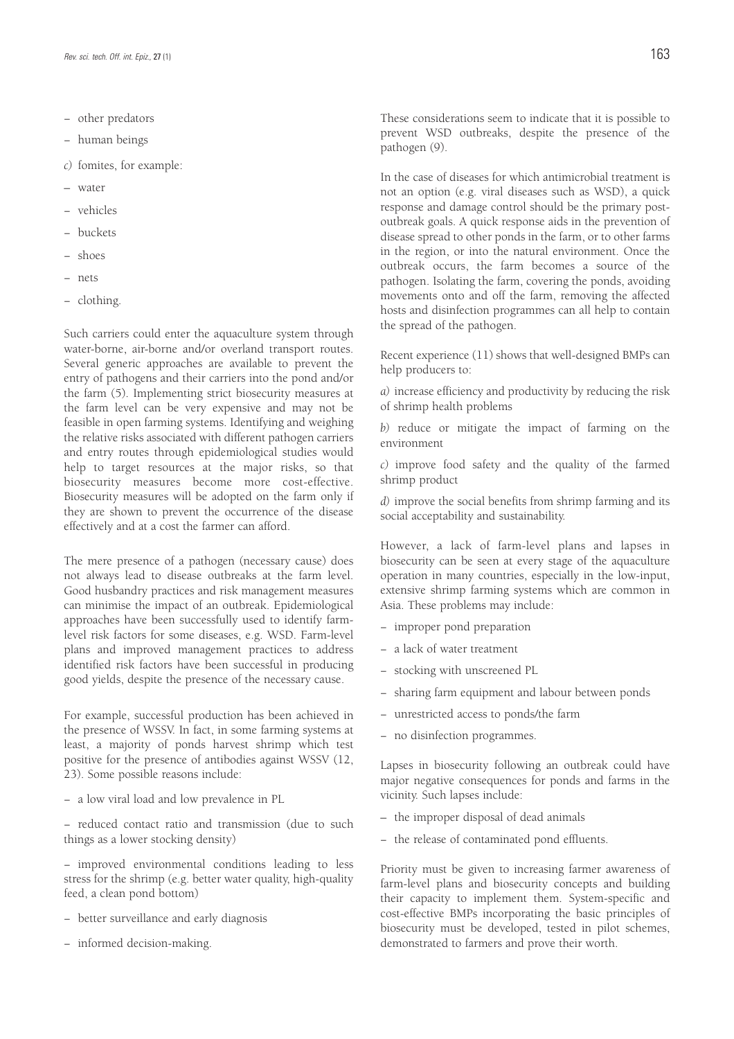– other predators

– human beings

*c)* fomites, for example:

– water

– vehicles

– buckets

– shoes

– nets

– clothing.

Such carriers could enter the aquaculture system through water-borne, air-borne and/or overland transport routes. Several generic approaches are available to prevent the entry of pathogens and their carriers into the pond and/or the farm (5). Implementing strict biosecurity measures at the farm level can be very expensive and may not be feasible in open farming systems. Identifying and weighing the relative risks associated with different pathogen carriers and entry routes through epidemiological studies would help to target resources at the major risks, so that biosecurity measures become more cost-effective. Biosecurity measures will be adopted on the farm only if they are shown to prevent the occurrence of the disease effectively and at a cost the farmer can afford.

The mere presence of a pathogen (necessary cause) does not always lead to disease outbreaks at the farm level. Good husbandry practices and risk management measures can minimise the impact of an outbreak. Epidemiological approaches have been successfully used to identify farm-level risk factors for some diseases, e.g. WSD. Farm-level plans and improved management practices to address identified risk factors have been successful in producing good yields, despite the presence of the necessary cause.

For example, successful production has been achieved in the presence of WSSV. In fact, in some farming systems at least, a majority of ponds harvest shrimp which test positive for the presence of antibodies against WSSV (12, 23). Some possible reasons include:

– a low viral load and low prevalence in PL

– reduced contact ratio and transmission (due to such things as a lower stocking density)

– improved environmental conditions leading to less stress for the shrimp (e.g. better water quality, high-quality feed, a clean pond bottom)

– better surveillance and early diagnosis

– informed decision-making.

These considerations seem to indicate that it is possible to prevent WSD outbreaks, despite the presence of the pathogen (9).

In the case of diseases for which antimicrobial treatment is not an option (e.g. viral diseases such as WSD), a quick response and damage control should be the primary post-outbreak goals. A quick response aids in the prevention of disease spread to other ponds in the farm, or to other farms in the region, or into the natural environment. Once the outbreak occurs, the farm becomes a source of the pathogen. Isolating the farm, covering the ponds, avoiding movements onto and off the farm, removing the affected hosts and disinfection programmes can all help to contain the spread of the pathogen.

Recent experience (11) shows that well-designed BMPs can help producers to:

*a)* increase efficiency and productivity by reducing the risk of shrimp health problems

*b)* reduce or mitigate the impact of farming on the environment

*c)* improve food safety and the quality of the farmed shrimp product

*d)* improve the social benefits from shrimp farming and its social acceptability and sustainability.

However, a lack of farm-level plans and lapses in biosecurity can be seen at every stage of the aquaculture operation in many countries, especially in the low-input, extensive shrimp farming systems which are common in Asia. These problems may include:

– improper pond preparation

– a lack of water treatment

– stocking with unscreened PL

– sharing farm equipment and labour between ponds

– unrestricted access to ponds/the farm

– no disinfection programmes.

Lapses in biosecurity following an outbreak could have major negative consequences for ponds and farms in the vicinity. Such lapses include:

– the improper disposal of dead animals

– the release of contaminated pond effluents.

Priority must be given to increasing farmer awareness of farm-level plans and biosecurity concepts and building their capacity to implement them. System-specific and cost-effective BMPs incorporating the basic principles of biosecurity must be developed, tested in pilot schemes, demonstrated to farmers and prove their worth.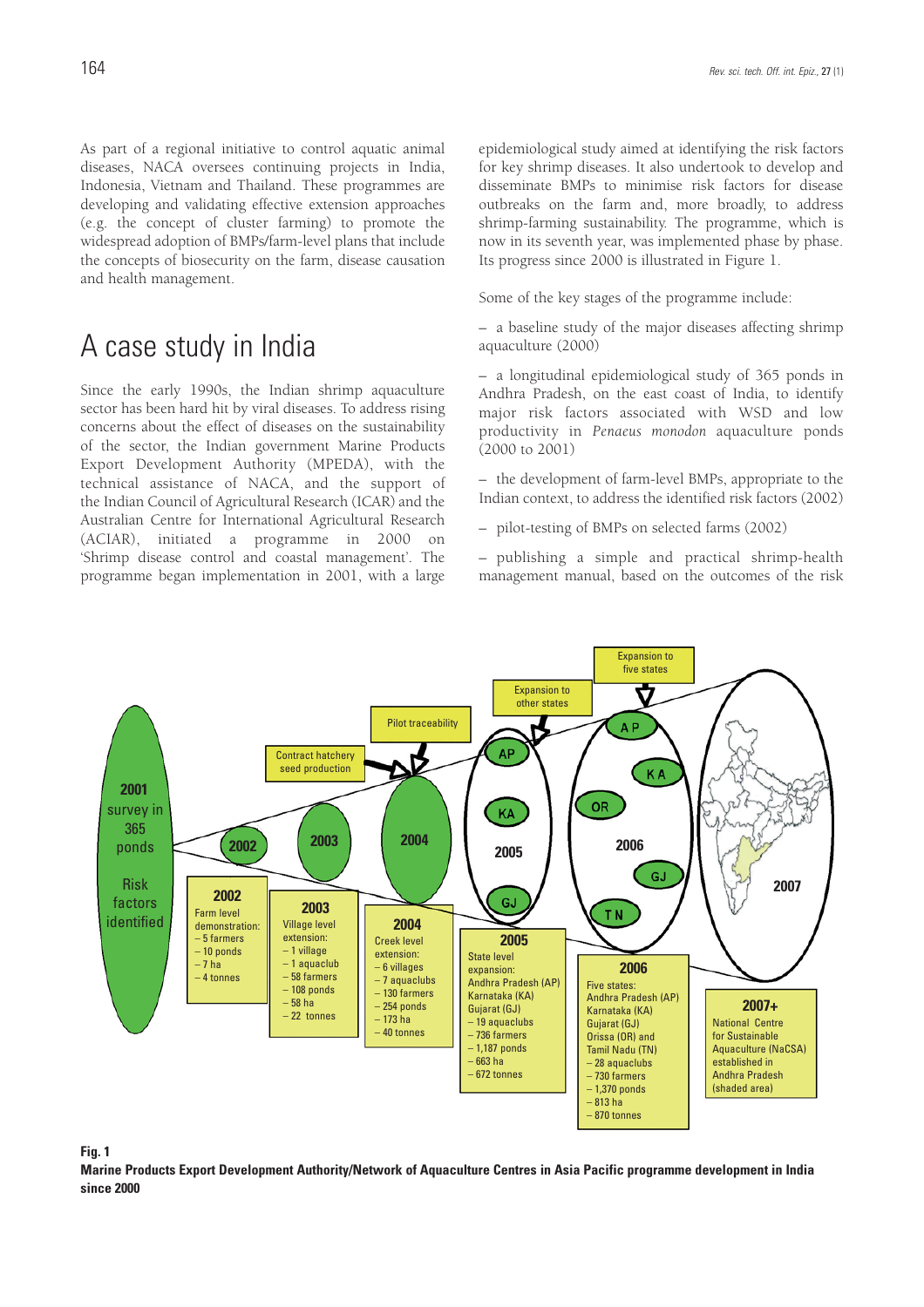As part of a regional initiative to control aquatic animal diseases, NACA oversees continuing projects in India, Indonesia, Vietnam and Thailand. These programmes are developing and validating effective extension approaches (e.g. the concept of cluster farming) to promote the widespread adoption of BMPs/farm-level plans that include the concepts of biosecurity on the farm, disease causation and health management.

# A case study in India

Since the early 1990s, the Indian shrimp aquaculture sector has been hard hit by viral diseases. To address rising concerns about the effect of diseases on the sustainability of the sector, the Indian government Marine Products Export Development Authority (MPEDA), with the technical assistance of NACA, and the support of the Indian Council of Agricultural Research (ICAR) and the Australian Centre for International Agricultural Research (ACIAR), initiated a programme in 2000 on 'Shrimp disease control and coastal management'. The programme began implementation in 2001, with a large epidemiological study aimed at identifying the risk factors for key shrimp diseases. It also undertook to develop and disseminate BMPs to minimise risk factors for disease outbreaks on the farm and, more broadly, to address shrimp-farming sustainability. The programme, which is now in its seventh year, was implemented phase by phase. Its progress since 2000 is illustrated in Figure 1.

Some of the key stages of the programme include:

– a baseline study of the major diseases affecting shrimp aquaculture (2000)

– a longitudinal epidemiological study of 365 ponds in Andhra Pradesh, on the east coast of India, to identify major risk factors associated with WSD and low productivity in *Penaeus monodon* aquaculture ponds (2000 to 2001)

– the development of farm-level BMPs, appropriate to the Indian context, to address the identified risk factors (2002)

– pilot-testing of BMPs on selected farms (2002)

– publishing a simple and practical shrimp-health management manual, based on the outcomes of the risk

**Fig. 1**
**Marine Products Export Development Authority/Network of Aquaculture Centres in Asia Pacific programme development in India since 2000**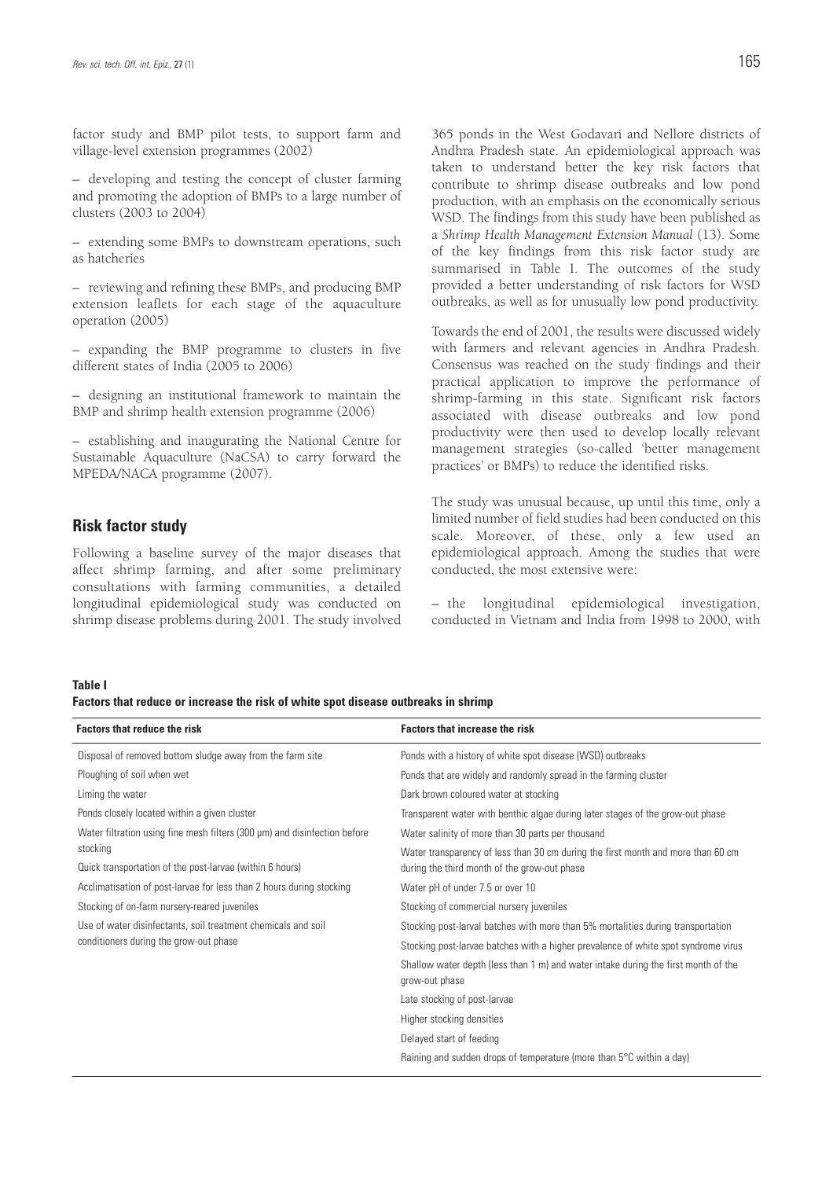factor study and BMP pilot tests, to support farm and village-level extension programmes (2002)

– developing and testing the concept of cluster farming and promoting the adoption of BMPs to a large number of clusters (2003 to 2004)

– extending some BMPs to downstream operations, such as hatcheries

– reviewing and refining these BMPs, and producing BMP extension leaflets for each stage of the aquaculture operation (2005)

– expanding the BMP programme to clusters in five different states of India (2005 to 2006)

– designing an institutional framework to maintain the BMP and shrimp health extension programme (2006)

– establishing and inaugurating the National Centre for Sustainable Aquaculture (NaCSA) to carry forward the MPEDA/NACA programme (2007).

## Risk factor study

Following a baseline survey of the major diseases that affect shrimp farming, and after some preliminary consultations with farming communities, a detailed longitudinal epidemiological study was conducted on shrimp disease problems during 2001. The study involved 365 ponds in the West Godavari and Nellore districts of Andhra Pradesh state. An epidemiological approach was taken to understand better the key risk factors that contribute to shrimp disease outbreaks and low pond production, with an emphasis on the economically serious WSD. The findings from this study have been published as a *Shrimp Health Management Extension Manual* (13). Some of the key findings from this risk factor study are summarised in Table I. The outcomes of the study provided a better understanding of risk factors for WSD outbreaks, as well as for unusually low pond productivity.

Towards the end of 2001, the results were discussed widely with farmers and relevant agencies in Andhra Pradesh. Consensus was reached on the study findings and their practical application to improve the performance of shrimp-farming in this state. Significant risk factors associated with disease outbreaks and low pond productivity were then used to develop locally relevant management strategies (so-called 'better management practices' or BMPs) to reduce the identified risks.

The study was unusual because, up until this time, only a limited number of field studies had been conducted on this scale. Moreover, of these, only a few used an epidemiological approach. Among the studies that were conducted, the most extensive were:

– the longitudinal epidemiological investigation, conducted in Vietnam and India from 1998 to 2000, with

**Table I**
**Factors that reduce or increase the risk of white spot disease outbreaks in shrimp**

| Factors that reduce the risk | Factors that increase the risk |
|---|---|
| Disposal of removed bottom sludge away from the farm site | Ponds with a history of white spot disease (WSD) outbreaks |
| Ploughing of soil when wet | Ponds that are widely and randomly spread in the farming cluster |
| Liming the water | Dark brown coloured water at stocking |
| Ponds closely located within a given cluster | Transparent water with benthic algae during later stages of the grow-out phase |
| Water filtration using fine mesh filters (300 µm) and disinfection before stocking | Water salinity of more than 30 parts per thousand |
| Quick transportation of the post-larvae (within 6 hours) | Water transparency of less than 30 cm during the first month and more than 60 cm during the third month of the grow-out phase |
| Acclimatisation of post-larvae for less than 2 hours during stocking | Water pH of under 7.5 or over 10 |
| Stocking of on-farm nursery-reared juveniles | Stocking of commercial nursery juveniles |
| Use of water disinfectants, soil treatment chemicals and soil conditioners during the grow-out phase | Stocking post-larval batches with more than 5% mortalities during transportation |
| | Stocking post-larvae batches with a higher prevalence of white spot syndrome virus |
| | Shallow water depth (less than 1 m) and water intake during the first month of the grow-out phase |
| | Late stocking of post-larvae |
| | Higher stocking densities |
| | Delayed start of feeding |
| | Raining and sudden drops of temperature (more than 5°C within a day) |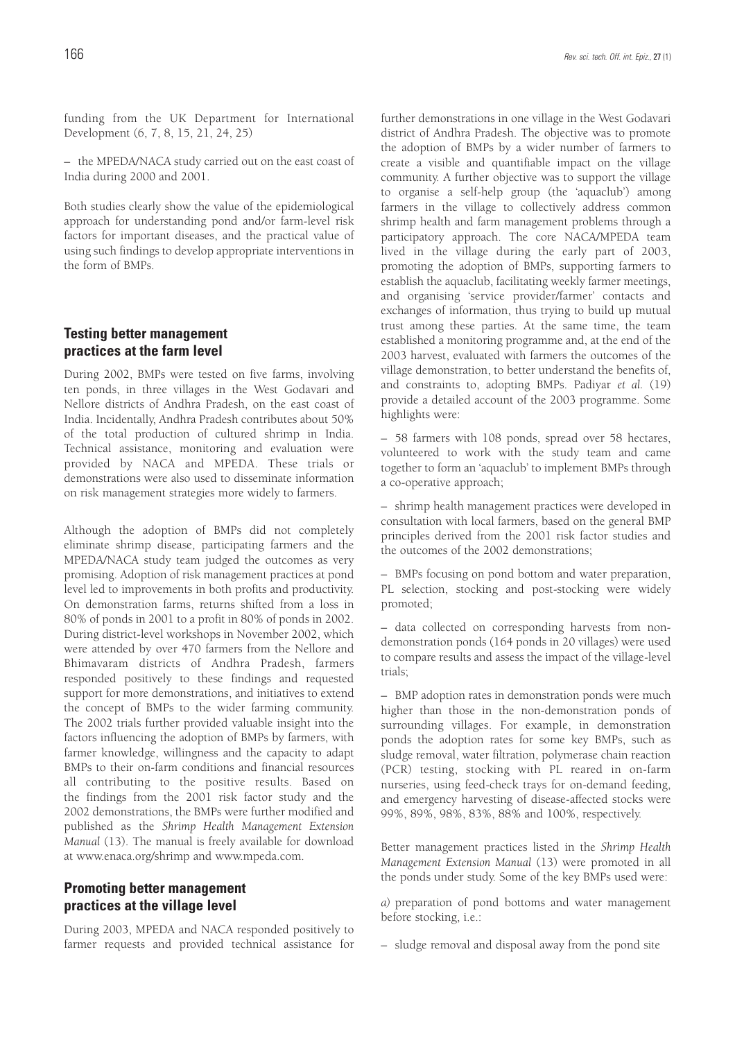funding from the UK Department for International Development (6, 7, 8, 15, 21, 24, 25)

– the MPEDA/NACA study carried out on the east coast of India during 2000 and 2001.

Both studies clearly show the value of the epidemiological approach for understanding pond and/or farm-level risk factors for important diseases, and the practical value of using such findings to develop appropriate interventions in the form of BMPs.

## Testing better management practices at the farm level

During 2002, BMPs were tested on five farms, involving ten ponds, in three villages in the West Godavari and Nellore districts of Andhra Pradesh, on the east coast of India. Incidentally, Andhra Pradesh contributes about 50% of the total production of cultured shrimp in India. Technical assistance, monitoring and evaluation were provided by NACA and MPEDA. These trials or demonstrations were also used to disseminate information on risk management strategies more widely to farmers.

Although the adoption of BMPs did not completely eliminate shrimp disease, participating farmers and the MPEDA/NACA study team judged the outcomes as very promising. Adoption of risk management practices at pond level led to improvements in both profits and productivity. On demonstration farms, returns shifted from a loss in 80% of ponds in 2001 to a profit in 80% of ponds in 2002. During district-level workshops in November 2002, which were attended by over 470 farmers from the Nellore and Bhimavaram districts of Andhra Pradesh, farmers responded positively to these findings and requested support for more demonstrations, and initiatives to extend the concept of BMPs to the wider farming community. The 2002 trials further provided valuable insight into the factors influencing the adoption of BMPs by farmers, with farmer knowledge, willingness and the capacity to adapt BMPs to their on-farm conditions and financial resources all contributing to the positive results. Based on the findings from the 2001 risk factor study and the 2002 demonstrations, the BMPs were further modified and published as the *Shrimp Health Management Extension Manual* (13). The manual is freely available for download at www.enaca.org/shrimp and www.mpeda.com.

## Promoting better management practices at the village level

During 2003, MPEDA and NACA responded positively to farmer requests and provided technical assistance for further demonstrations in one village in the West Godavari district of Andhra Pradesh. The objective was to promote the adoption of BMPs by a wider number of farmers to create a visible and quantifiable impact on the village community. A further objective was to support the village to organise a self-help group (the 'aquaclub') among farmers in the village to collectively address common shrimp health and farm management problems through a participatory approach. The core NACA/MPEDA team lived in the village during the early part of 2003, promoting the adoption of BMPs, supporting farmers to establish the aquaclub, facilitating weekly farmer meetings, and organising 'service provider/farmer' contacts and exchanges of information, thus trying to build up mutual trust among these parties. At the same time, the team established a monitoring programme and, at the end of the 2003 harvest, evaluated with farmers the outcomes of the village demonstration, to better understand the benefits of, and constraints to, adopting BMPs. Padiyar *et al.* (19) provide a detailed account of the 2003 programme. Some highlights were:

– 58 farmers with 108 ponds, spread over 58 hectares, volunteered to work with the study team and came together to form an 'aquaclub' to implement BMPs through a co-operative approach;

– shrimp health management practices were developed in consultation with local farmers, based on the general BMP principles derived from the 2001 risk factor studies and the outcomes of the 2002 demonstrations;

– BMPs focusing on pond bottom and water preparation, PL selection, stocking and post-stocking were widely promoted;

– data collected on corresponding harvests from non-demonstration ponds (164 ponds in 20 villages) were used to compare results and assess the impact of the village-level trials;

– BMP adoption rates in demonstration ponds were much higher than those in the non-demonstration ponds of surrounding villages. For example, in demonstration ponds the adoption rates for some key BMPs, such as sludge removal, water filtration, polymerase chain reaction (PCR) testing, stocking with PL reared in on-farm nurseries, using feed-check trays for on-demand feeding, and emergency harvesting of disease-affected stocks were 99%, 89%, 98%, 83%, 88% and 100%, respectively.

Better management practices listed in the *Shrimp Health Management Extension Manual* (13) were promoted in all the ponds under study. Some of the key BMPs used were:

*a)* preparation of pond bottoms and water management before stocking, i.e.:

– sludge removal and disposal away from the pond site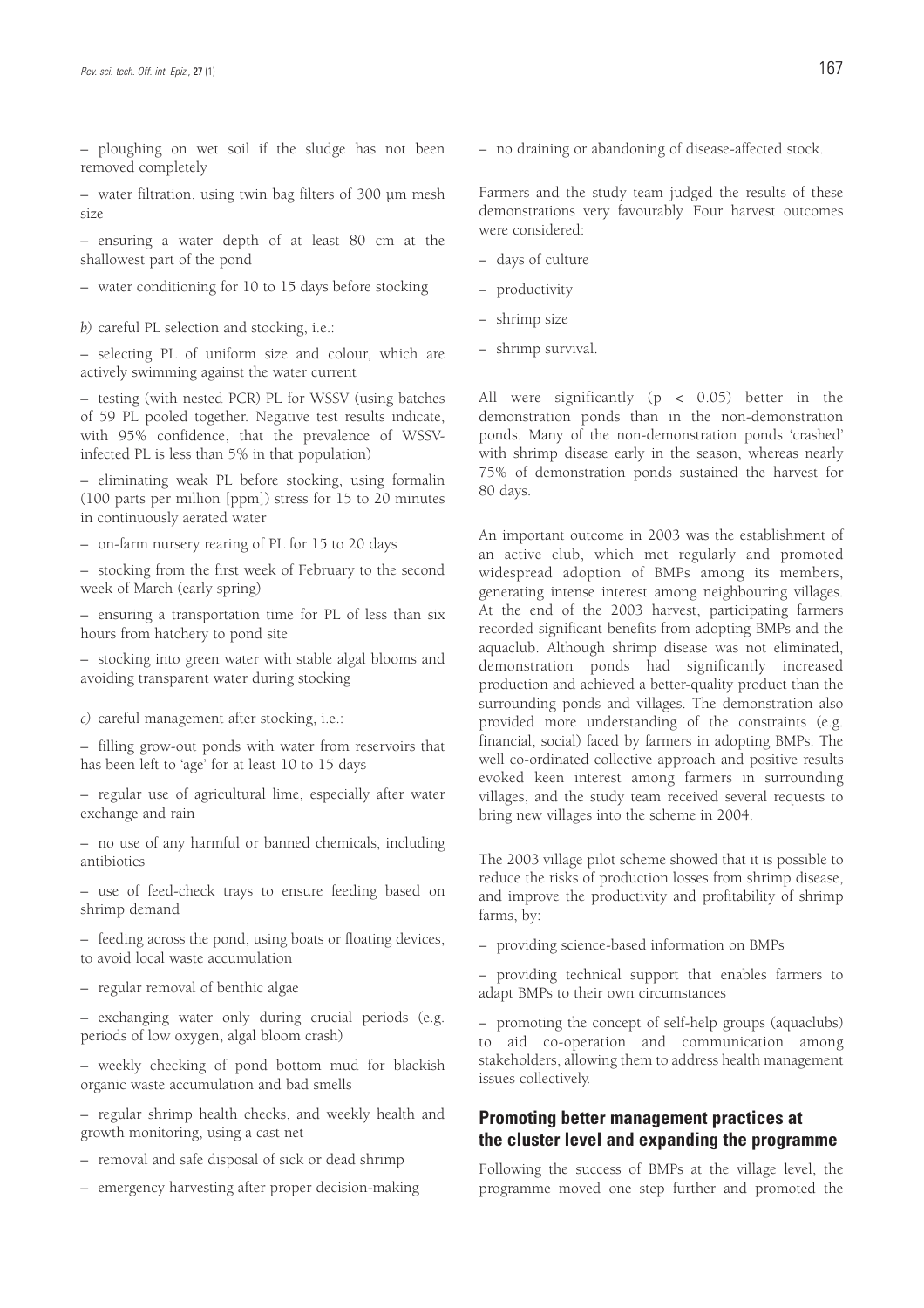– ploughing on wet soil if the sludge has not been removed completely

– water filtration, using twin bag filters of 300 µm mesh size

– ensuring a water depth of at least 80 cm at the shallowest part of the pond

– water conditioning for 10 to 15 days before stocking

*b)* careful PL selection and stocking, i.e.:

– selecting PL of uniform size and colour, which are actively swimming against the water current

– testing (with nested PCR) PL for WSSV (using batches of 59 PL pooled together. Negative test results indicate, with 95% confidence, that the prevalence of WSSV-infected PL is less than 5% in that population)

– eliminating weak PL before stocking, using formalin (100 parts per million [ppm]) stress for 15 to 20 minutes in continuously aerated water

– on-farm nursery rearing of PL for 15 to 20 days

– stocking from the first week of February to the second week of March (early spring)

– ensuring a transportation time for PL of less than six hours from hatchery to pond site

– stocking into green water with stable algal blooms and avoiding transparent water during stocking

*c)* careful management after stocking, i.e.:

– filling grow-out ponds with water from reservoirs that has been left to 'age' for at least 10 to 15 days

– regular use of agricultural lime, especially after water exchange and rain

– no use of any harmful or banned chemicals, including antibiotics

– use of feed-check trays to ensure feeding based on shrimp demand

– feeding across the pond, using boats or floating devices, to avoid local waste accumulation

– regular removal of benthic algae

– exchanging water only during crucial periods (e.g. periods of low oxygen, algal bloom crash)

– weekly checking of pond bottom mud for blackish organic waste accumulation and bad smells

– regular shrimp health checks, and weekly health and growth monitoring, using a cast net

– removal and safe disposal of sick or dead shrimp

– emergency harvesting after proper decision-making

– no draining or abandoning of disease-affected stock.

Farmers and the study team judged the results of these demonstrations very favourably. Four harvest outcomes were considered:

– days of culture

– productivity

– shrimp size

– shrimp survival.

All were significantly ($p < 0.05$) better in the demonstration ponds than in the non-demonstration ponds. Many of the non-demonstration ponds 'crashed' with shrimp disease early in the season, whereas nearly 75% of demonstration ponds sustained the harvest for 80 days.

An important outcome in 2003 was the establishment of an active club, which met regularly and promoted widespread adoption of BMPs among its members, generating intense interest among neighbouring villages. At the end of the 2003 harvest, participating farmers recorded significant benefits from adopting BMPs and the aquaclub. Although shrimp disease was not eliminated, demonstration ponds had significantly increased production and achieved a better-quality product than the surrounding ponds and villages. The demonstration also provided more understanding of the constraints (e.g. financial, social) faced by farmers in adopting BMPs. The well co-ordinated collective approach and positive results evoked keen interest among farmers in surrounding villages, and the study team received several requests to bring new villages into the scheme in 2004.

The 2003 village pilot scheme showed that it is possible to reduce the risks of production losses from shrimp disease, and improve the productivity and profitability of shrimp farms, by:

– providing science-based information on BMPs

– providing technical support that enables farmers to adapt BMPs to their own circumstances

– promoting the concept of self-help groups (aquaclubs) to aid co-operation and communication among stakeholders, allowing them to address health management issues collectively.

## Promoting better management practices at the cluster level and expanding the programme

Following the success of BMPs at the village level, the programme moved one step further and promoted the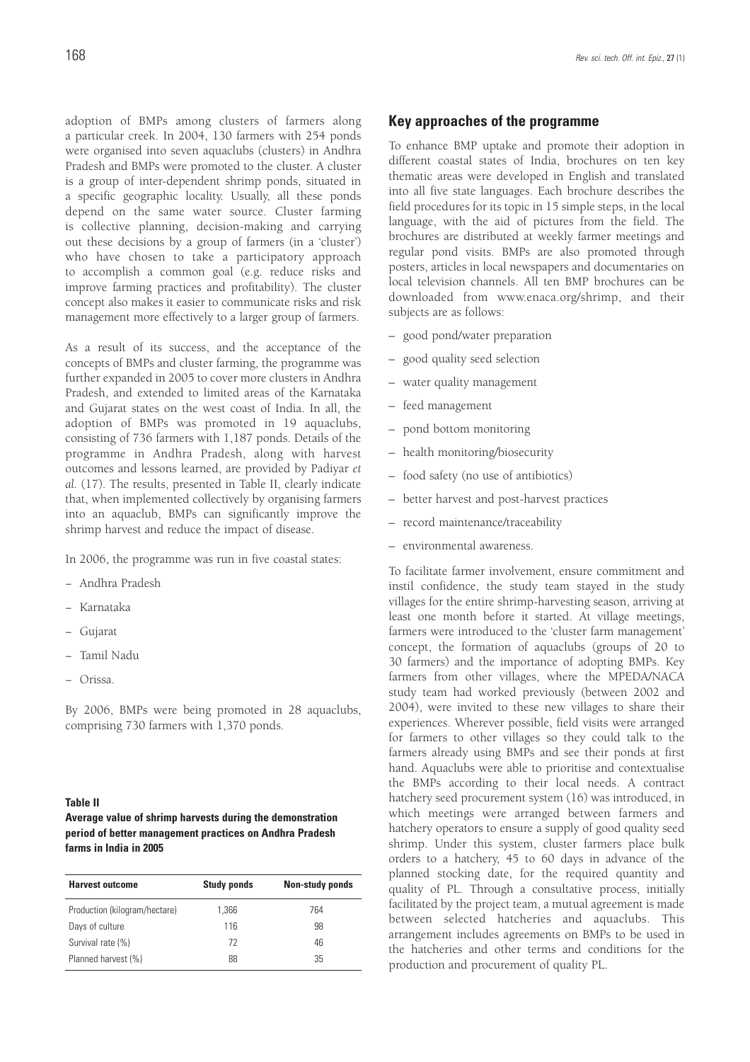adoption of BMPs among clusters of farmers along a particular creek. In 2004, 130 farmers with 254 ponds were organised into seven aquaclubs (clusters) in Andhra Pradesh and BMPs were promoted to the cluster. A cluster is a group of inter-dependent shrimp ponds, situated in a specific geographic locality. Usually, all these ponds depend on the same water source. Cluster farming is collective planning, decision-making and carrying out these decisions by a group of farmers (in a 'cluster') who have chosen to take a participatory approach to accomplish a common goal (e.g. reduce risks and improve farming practices and profitability). The cluster concept also makes it easier to communicate risks and risk management more effectively to a larger group of farmers.

As a result of its success, and the acceptance of the concepts of BMPs and cluster farming, the programme was further expanded in 2005 to cover more clusters in Andhra Pradesh, and extended to limited areas of the Karnataka and Gujarat states on the west coast of India. In all, the adoption of BMPs was promoted in 19 aquaclubs, consisting of 736 farmers with 1,187 ponds. Details of the programme in Andhra Pradesh, along with harvest outcomes and lessons learned, are provided by Padiyar *et al.* (17). The results, presented in Table II, clearly indicate that, when implemented collectively by organising farmers into an aquaclub, BMPs can significantly improve the shrimp harvest and reduce the impact of disease.

In 2006, the programme was run in five coastal states:

– Andhra Pradesh

– Karnataka

– Gujarat

– Tamil Nadu

– Orissa.

By 2006, BMPs were being promoted in 28 aquaclubs, comprising 730 farmers with 1,370 ponds.

**Table II**

**Average value of shrimp harvests during the demonstration period of better management practices on Andhra Pradesh farms in India in 2005**

| Harvest outcome | Study ponds | Non-study ponds |
|---|---|---|
| Production (kilogram/hectare) | 1,366 | 764 |
| Days of culture | 116 | 98 |
| Survival rate (%) | 72 | 46 |
| Planned harvest (%) | 88 | 35 |

## Key approaches of the programme

To enhance BMP uptake and promote their adoption in different coastal states of India, brochures on ten key thematic areas were developed in English and translated into all five state languages. Each brochure describes the field procedures for its topic in 15 simple steps, in the local language, with the aid of pictures from the field. The brochures are distributed at weekly farmer meetings and regular pond visits. BMPs are also promoted through posters, articles in local newspapers and documentaries on local television channels. All ten BMP brochures can be downloaded from www.enaca.org/shrimp, and their subjects are as follows:

– good pond/water preparation

– good quality seed selection

– water quality management

– feed management

– pond bottom monitoring

– health monitoring/biosecurity

– food safety (no use of antibiotics)

– better harvest and post-harvest practices

– record maintenance/traceability

– environmental awareness.

To facilitate farmer involvement, ensure commitment and instil confidence, the study team stayed in the study villages for the entire shrimp-harvesting season, arriving at least one month before it started. At village meetings, farmers were introduced to the 'cluster farm management' concept, the formation of aquaclubs (groups of 20 to 30 farmers) and the importance of adopting BMPs. Key farmers from other villages, where the MPEDA/NACA study team had worked previously (between 2002 and 2004), were invited to these new villages to share their experiences. Wherever possible, field visits were arranged for farmers to other villages so they could talk to the farmers already using BMPs and see their ponds at first hand. Aquaclubs were able to prioritise and contextualise the BMPs according to their local needs. A contract hatchery seed procurement system (16) was introduced, in which meetings were arranged between farmers and hatchery operators to ensure a supply of good quality seed shrimp. Under this system, cluster farmers place bulk orders to a hatchery, 45 to 60 days in advance of the planned stocking date, for the required quantity and quality of PL. Through a consultative process, initially facilitated by the project team, a mutual agreement is made between selected hatcheries and aquaclubs. This arrangement includes agreements on BMPs to be used in the hatcheries and other terms and conditions for the production and procurement of quality PL.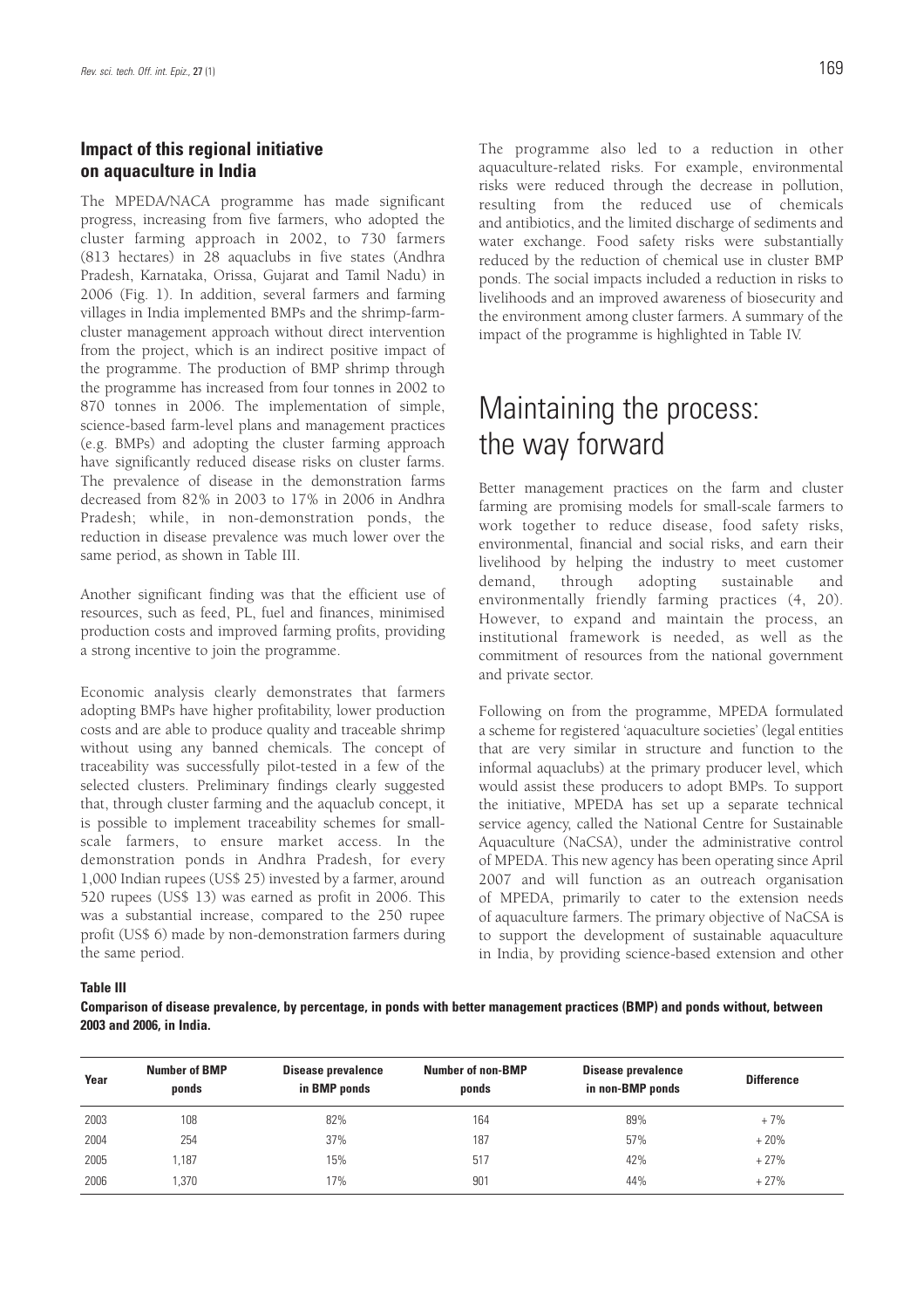### Impact of this regional initiative on aquaculture in India

The MPEDA/NACA programme has made significant progress, increasing from five farmers, who adopted the cluster farming approach in 2002, to 730 farmers (813 hectares) in 28 aquaclubs in five states (Andhra Pradesh, Karnataka, Orissa, Gujarat and Tamil Nadu) in 2006 (Fig. 1). In addition, several farmers and farming villages in India implemented BMPs and the shrimp-farm-cluster management approach without direct intervention from the project, which is an indirect positive impact of the programme. The production of BMP shrimp through the programme has increased from four tonnes in 2002 to 870 tonnes in 2006. The implementation of simple, science-based farm-level plans and management practices (e.g. BMPs) and adopting the cluster farming approach have significantly reduced disease risks on cluster farms. The prevalence of disease in the demonstration farms decreased from 82% in 2003 to 17% in 2006 in Andhra Pradesh; while, in non-demonstration ponds, the reduction in disease prevalence was much lower over the same period, as shown in Table III.

Another significant finding was that the efficient use of resources, such as feed, PL, fuel and finances, minimised production costs and improved farming profits, providing a strong incentive to join the programme.

Economic analysis clearly demonstrates that farmers adopting BMPs have higher profitability, lower production costs and are able to produce quality and traceable shrimp without using any banned chemicals. The concept of traceability was successfully pilot-tested in a few of the selected clusters. Preliminary findings clearly suggested that, through cluster farming and the aquaclub concept, it is possible to implement traceability schemes for small-scale farmers, to ensure market access. In the demonstration ponds in Andhra Pradesh, for every 1,000 Indian rupees (US$ 25) invested by a farmer, around 520 rupees (US$ 13) was earned as profit in 2006. This was a substantial increase, compared to the 250 rupee profit (US$ 6) made by non-demonstration farmers during the same period.

The programme also led to a reduction in other aquaculture-related risks. For example, environmental risks were reduced through the decrease in pollution, resulting from the reduced use of chemicals and antibiotics, and the limited discharge of sediments and water exchange. Food safety risks were substantially reduced by the reduction of chemical use in cluster BMP ponds. The social impacts included a reduction in risks to livelihoods and an improved awareness of biosecurity and the environment among cluster farmers. A summary of the impact of the programme is highlighted in Table IV.

# Maintaining the process: the way forward

Better management practices on the farm and cluster farming are promising models for small-scale farmers to work together to reduce disease, food safety risks, environmental, financial and social risks, and earn their livelihood by helping the industry to meet customer demand, through adopting sustainable and environmentally friendly farming practices (4, 20). However, to expand and maintain the process, an institutional framework is needed, as well as the commitment of resources from the national government and private sector.

Following on from the programme, MPEDA formulated a scheme for registered 'aquaculture societies' (legal entities that are very similar in structure and function to the informal aquaclubs) at the primary producer level, which would assist these producers to adopt BMPs. To support the initiative, MPEDA has set up a separate technical service agency, called the National Centre for Sustainable Aquaculture (NaCSA), under the administrative control of MPEDA. This new agency has been operating since April 2007 and will function as an outreach organisation of MPEDA, primarily to cater to the extension needs of aquaculture farmers. The primary objective of NaCSA is to support the development of sustainable aquaculture in India, by providing science-based extension and other

**Table III**

**Comparison of disease prevalence, by percentage, in ponds with better management practices (BMP) and ponds without, between 2003 and 2006, in India.**

| Year | Number of BMP ponds | Disease prevalence in BMP ponds | Number of non-BMP ponds | Disease prevalence in non-BMP ponds | Difference |
|---|---|---|---|---|---|
| 2003 | 108 | 82% | 164 | 89% | + 7% |
| 2004 | 254 | 37% | 187 | 57% | + 20% |
| 2005 | 1,187 | 15% | 517 | 42% | + 27% |
| 2006 | 1,370 | 17% | 901 | 44% | + 27% |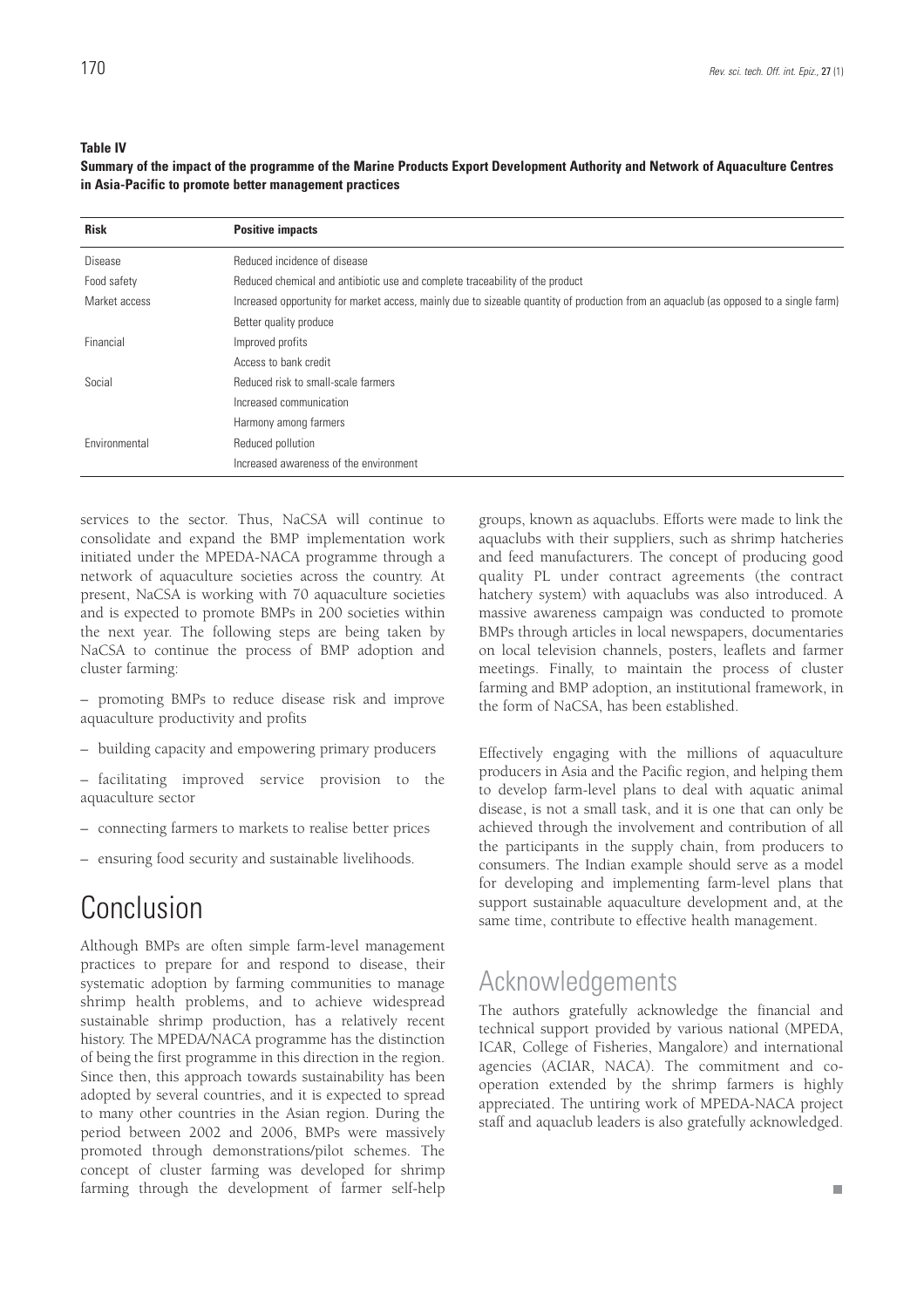**Table IV**
**Summary of the impact of the programme of the Marine Products Export Development Authority and Network of Aquaculture Centres in Asia-Pacific to promote better management practices**

| Risk | Positive impacts |
|---|---|
| Disease | Reduced incidence of disease |
| Food safety | Reduced chemical and antibiotic use and complete traceability of the product |
| Market access | Increased opportunity for market access, mainly due to sizeable quantity of production from an aquaclub (as opposed to a single farm) |
| | Better quality produce |
| Financial | Improved profits |
| | Access to bank credit |
| Social | Reduced risk to small-scale farmers |
| | Increased communication |
| | Harmony among farmers |
| Environmental | Reduced pollution |
| | Increased awareness of the environment |

services to the sector. Thus, NaCSA will continue to consolidate and expand the BMP implementation work initiated under the MPEDA-NACA programme through a network of aquaculture societies across the country. At present, NaCSA is working with 70 aquaculture societies and is expected to promote BMPs in 200 societies within the next year. The following steps are being taken by NaCSA to continue the process of BMP adoption and cluster farming:

– promoting BMPs to reduce disease risk and improve aquaculture productivity and profits

– building capacity and empowering primary producers

– facilitating improved service provision to the aquaculture sector

– connecting farmers to markets to realise better prices

– ensuring food security and sustainable livelihoods.

# Conclusion

Although BMPs are often simple farm-level management practices to prepare for and respond to disease, their systematic adoption by farming communities to manage shrimp health problems, and to achieve widespread sustainable shrimp production, has a relatively recent history. The MPEDA/NACA programme has the distinction of being the first programme in this direction in the region. Since then, this approach towards sustainability has been adopted by several countries, and it is expected to spread to many other countries in the Asian region. During the period between 2002 and 2006, BMPs were massively promoted through demonstrations/pilot schemes. The concept of cluster farming was developed for shrimp farming through the development of farmer self-help groups, known as aquaclubs. Efforts were made to link the aquaclubs with their suppliers, such as shrimp hatcheries and feed manufacturers. The concept of producing good quality PL under contract agreements (the contract hatchery system) with aquaclubs was also introduced. A massive awareness campaign was conducted to promote BMPs through articles in local newspapers, documentaries on local television channels, posters, leaflets and farmer meetings. Finally, to maintain the process of cluster farming and BMP adoption, an institutional framework, in the form of NaCSA, has been established.

Effectively engaging with the millions of aquaculture producers in Asia and the Pacific region, and helping them to develop farm-level plans to deal with aquatic animal disease, is not a small task, and it is one that can only be achieved through the involvement and contribution of all the participants in the supply chain, from producers to consumers. The Indian example should serve as a model for developing and implementing farm-level plans that support sustainable aquaculture development and, at the same time, contribute to effective health management.

# Acknowledgements

The authors gratefully acknowledge the financial and technical support provided by various national (MPEDA, ICAR, College of Fisheries, Mangalore) and international agencies (ACIAR, NACA). The commitment and co-operation extended by the shrimp farmers is highly appreciated. The untiring work of MPEDA-NACA project staff and aquaclub leaders is also gratefully acknowledged.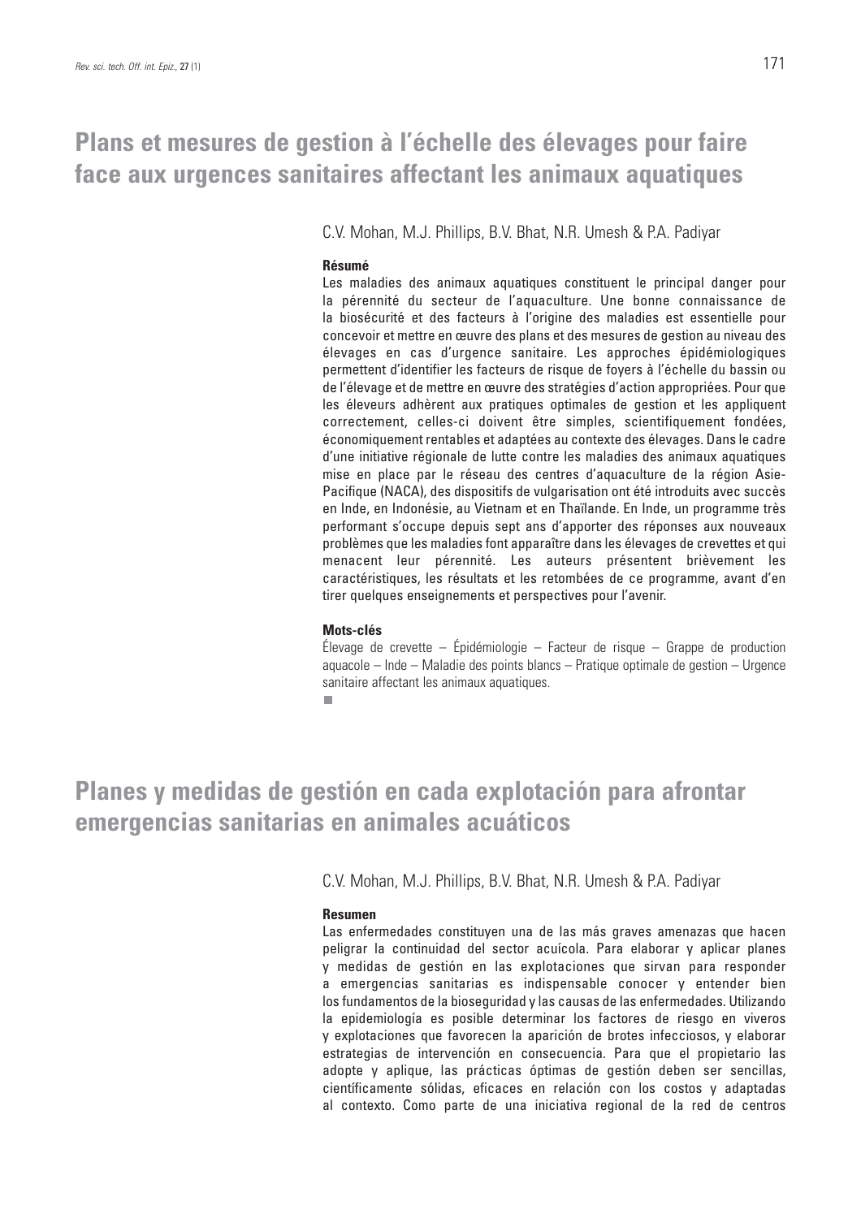# Plans et mesures de gestion à l'échelle des élevages pour faire face aux urgences sanitaires affectant les animaux aquatiques

C.V. Mohan, M.J. Phillips, B.V. Bhat, N.R. Umesh & P.A. Padiyar

### Résumé

Les maladies des animaux aquatiques constituent le principal danger pour la pérennité du secteur de l'aquaculture. Une bonne connaissance de la biosécurité et des facteurs à l'origine des maladies est essentielle pour concevoir et mettre en œuvre des plans et des mesures de gestion au niveau des élevages en cas d'urgence sanitaire. Les approches épidémiologiques permettent d'identifier les facteurs de risque de foyers à l'échelle du bassin ou de l'élevage et de mettre en œuvre des stratégies d'action appropriées. Pour que les éleveurs adhèrent aux pratiques optimales de gestion et les appliquent correctement, celles-ci doivent être simples, scientifiquement fondées, économiquement rentables et adaptées au contexte des élevages. Dans le cadre d'une initiative régionale de lutte contre les maladies des animaux aquatiques mise en place par le réseau des centres d'aquaculture de la région Asie-Pacifique (NACA), des dispositifs de vulgarisation ont été introduits avec succès en Inde, en Indonésie, au Vietnam et en Thaïlande. En Inde, un programme très performant s'occupe depuis sept ans d'apporter des réponses aux nouveaux problèmes que les maladies font apparaître dans les élevages de crevettes et qui menacent leur pérennité. Les auteurs présentent brièvement les caractéristiques, les résultats et les retombées de ce programme, avant d'en tirer quelques enseignements et perspectives pour l'avenir.

### Mots-clés

Élevage de crevette – Épidémiologie – Facteur de risque – Grappe de production aquacole – Inde – Maladie des points blancs – Pratique optimale de gestion – Urgence sanitaire affectant les animaux aquatiques.

# Planes y medidas de gestión en cada explotación para afrontar emergencias sanitarias en animales acuáticos

C.V. Mohan, M.J. Phillips, B.V. Bhat, N.R. Umesh & P.A. Padiyar

### Resumen

Las enfermedades constituyen una de las más graves amenazas que hacen peligrar la continuidad del sector acuícola. Para elaborar y aplicar planes y medidas de gestión en las explotaciones que sirvan para responder a emergencias sanitarias es indispensable conocer y entender bien los fundamentos de la bioseguridad y las causas de las enfermedades. Utilizando la epidemiología es posible determinar los factores de riesgo en viveros y explotaciones que favorecen la aparición de brotes infecciosos, y elaborar estrategias de intervención en consecuencia. Para que el propietario las adopte y aplique, las prácticas óptimas de gestión deben ser sencillas, científicamente sólidas, eficaces en relación con los costos y adaptadas al contexto. Como parte de una iniciativa regional de la red de centros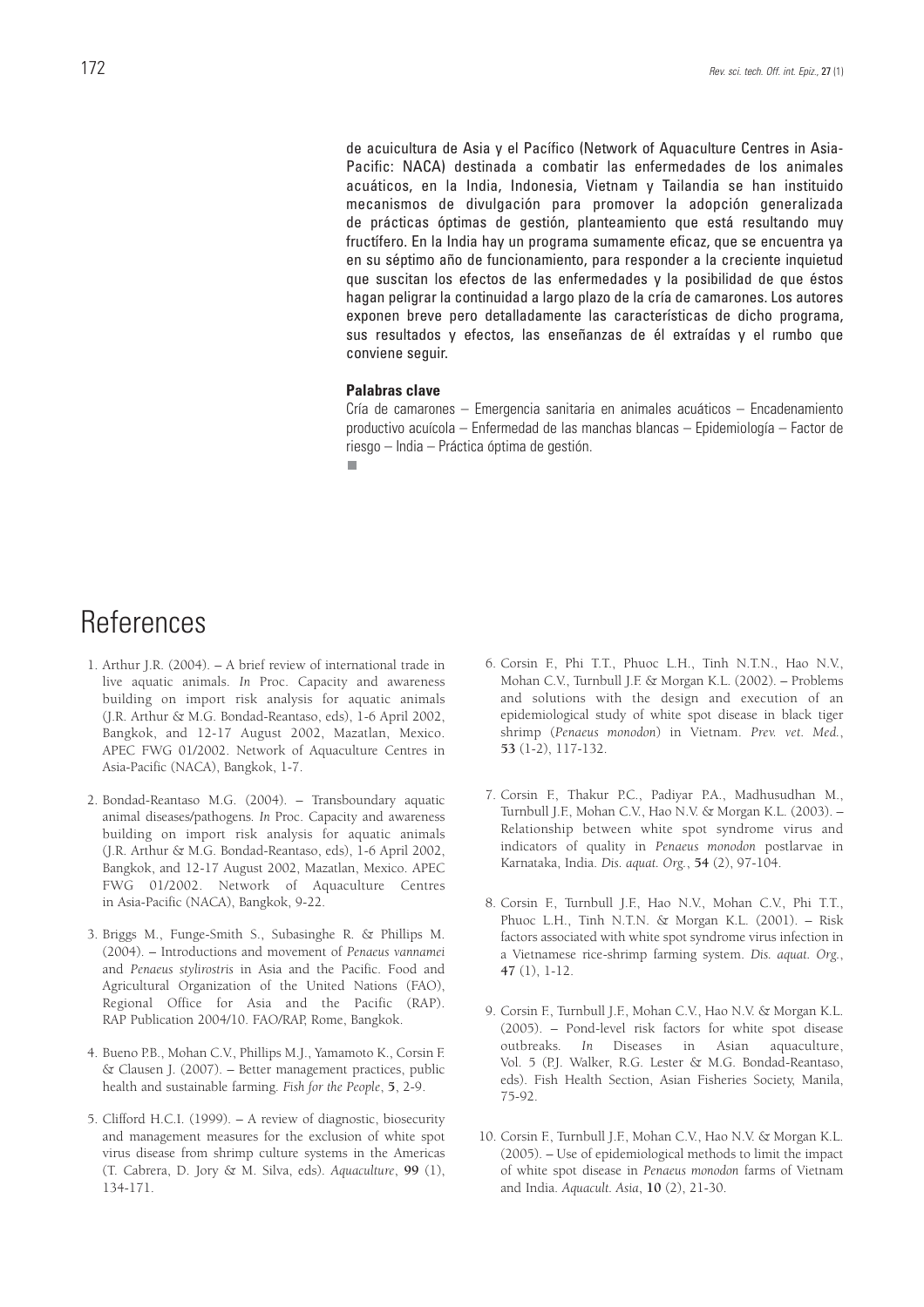de acuicultura de Asia y el Pacífico (Network of Aquaculture Centres in Asia-Pacific: NACA) destinada a combatir las enfermedades de los animales acuáticos, en la India, Indonesia, Vietnam y Tailandia se han instituido mecanismos de divulgación para promover la adopción generalizada de prácticas óptimas de gestión, planteamiento que está resultando muy fructífero. En la India hay un programa sumamente eficaz, que se encuentra ya en su séptimo año de funcionamiento, para responder a la creciente inquietud que suscitan los efectos de las enfermedades y la posibilidad de que éstos hagan peligrar la continuidad a largo plazo de la cría de camarones. Los autores exponen breve pero detalladamente las características de dicho programa, sus resultados y efectos, las enseñanzas de él extraídas y el rumbo que conviene seguir.

**Palabras clave**

Cría de camarones – Emergencia sanitaria en animales acuáticos – Encadenamiento productivo acuícola – Enfermedad de las manchas blancas – Epidemiología – Factor de riesgo – India – Práctica óptima de gestión.

# References

1. Arthur J.R. (2004). – A brief review of international trade in live aquatic animals. *In* Proc. Capacity and awareness building on import risk analysis for aquatic animals (J.R. Arthur & M.G. Bondad-Reantaso, eds), 1-6 April 2002, Bangkok, and 12-17 August 2002, Mazatlan, Mexico. APEC FWG 01/2002. Network of Aquaculture Centres in Asia-Pacific (NACA), Bangkok, 1-7.

2. Bondad-Reantaso M.G. (2004). – Transboundary aquatic animal diseases/pathogens. *In* Proc. Capacity and awareness building on import risk analysis for aquatic animals (J.R. Arthur & M.G. Bondad-Reantaso, eds), 1-6 April 2002, Bangkok, and 12-17 August 2002, Mazatlan, Mexico. APEC FWG 01/2002. Network of Aquaculture Centres in Asia-Pacific (NACA), Bangkok, 9-22.

3. Briggs M., Funge-Smith S., Subasinghe R. & Phillips M. (2004). – Introductions and movement of *Penaeus vannamei* and *Penaeus stylirostris* in Asia and the Pacific. Food and Agricultural Organization of the United Nations (FAO), Regional Office for Asia and the Pacific (RAP). RAP Publication 2004/10. FAO/RAP, Rome, Bangkok.

4. Bueno P.B., Mohan C.V., Phillips M.J., Yamamoto K., Corsin F. & Clausen J. (2007). – Better management practices, public health and sustainable farming. *Fish for the People*, **5**, 2-9.

5. Clifford H.C.I. (1999). – A review of diagnostic, biosecurity and management measures for the exclusion of white spot virus disease from shrimp culture systems in the Americas (T. Cabrera, D. Jory & M. Silva, eds). *Aquaculture*, **99** (1), 134-171.

6. Corsin F., Phi T.T., Phuoc L.H., Tinh N.T.N., Hao N.V., Mohan C.V., Turnbull J.F. & Morgan K.L. (2002). – Problems and solutions with the design and execution of an epidemiological study of white spot disease in black tiger shrimp (*Penaeus monodon*) in Vietnam. *Prev. vet. Med.*, **53** (1-2), 117-132.

7. Corsin F., Thakur P.C., Padiyar P.A., Madhusudhan M., Turnbull J.F., Mohan C.V., Hao N.V. & Morgan K.L. (2003). – Relationship between white spot syndrome virus and indicators of quality in *Penaeus monodon* postlarvae in Karnataka, India. *Dis. aquat. Org.*, **54** (2), 97-104.

8. Corsin F., Turnbull J.F., Hao N.V., Mohan C.V., Phi T.T., Phuoc L.H., Tinh N.T.N. & Morgan K.L. (2001). – Risk factors associated with white spot syndrome virus infection in a Vietnamese rice-shrimp farming system. *Dis. aquat. Org.*, **47** (1), 1-12.

9. Corsin F., Turnbull J.F., Mohan C.V., Hao N.V. & Morgan K.L. (2005). – Pond-level risk factors for white spot disease outbreaks. *In* Diseases in Asian aquaculture, Vol. 5 (P.J. Walker, R.G. Lester & M.G. Bondad-Reantaso, eds). Fish Health Section, Asian Fisheries Society, Manila, 75-92.

10. Corsin F., Turnbull J.F., Mohan C.V., Hao N.V. & Morgan K.L. (2005). – Use of epidemiological methods to limit the impact of white spot disease in *Penaeus monodon* farms of Vietnam and India. *Aquacult. Asia*, **10** (2), 21-30.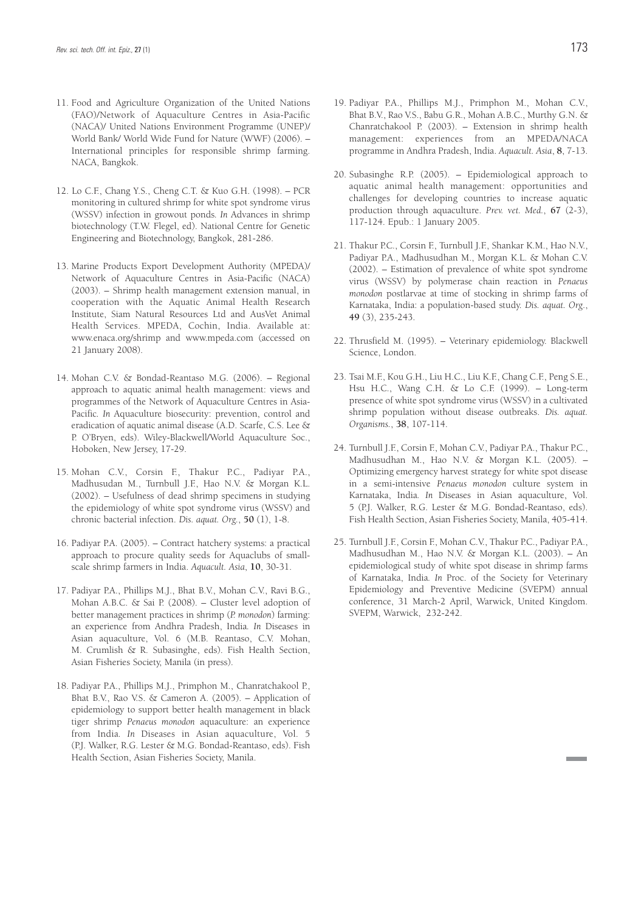11. Food and Agriculture Organization of the United Nations (FAO)/Network of Aquaculture Centres in Asia-Pacific (NACA)/ United Nations Environment Programme (UNEP)/ World Bank/ World Wide Fund for Nature (WWF) (2006). – International principles for responsible shrimp farming. NACA, Bangkok.

12. Lo C.F., Chang Y.S., Cheng C.T. & Kuo G.H. (1998). – PCR monitoring in cultured shrimp for white spot syndrome virus (WSSV) infection in growout ponds. *In* Advances in shrimp biotechnology (T.W. Flegel, ed). National Centre for Genetic Engineering and Biotechnology, Bangkok, 281-286.

13. Marine Products Export Development Authority (MPEDA)/ Network of Aquaculture Centres in Asia-Pacific (NACA) (2003). – Shrimp health management extension manual, in cooperation with the Aquatic Animal Health Research Institute, Siam Natural Resources Ltd and AusVet Animal Health Services. MPEDA, Cochin, India. Available at: www.enaca.org/shrimp and www.mpeda.com (accessed on 21 January 2008).

14. Mohan C.V. & Bondad-Reantaso M.G. (2006). – Regional approach to aquatic animal health management: views and programmes of the Network of Aquaculture Centres in Asia-Pacific. *In* Aquaculture biosecurity: prevention, control and eradication of aquatic animal disease (A.D. Scarfe, C.S. Lee & P. O'Bryen, eds). Wiley-Blackwell/World Aquaculture Soc., Hoboken, New Jersey, 17-29.

15. Mohan C.V., Corsin F., Thakur P.C., Padiyar P.A., Madhusudan M., Turnbull J.F., Hao N.V. & Morgan K.L. (2002). – Usefulness of dead shrimp specimens in studying the epidemiology of white spot syndrome virus (WSSV) and chronic bacterial infection. *Dis. aquat. Org.*, **50** (1), 1-8.

16. Padiyar P.A. (2005). – Contract hatchery systems: a practical approach to procure quality seeds for Aquaclubs of small-scale shrimp farmers in India. *Aquacult. Asia*, **10**, 30-31.

17. Padiyar P.A., Phillips M.J., Bhat B.V., Mohan C.V., Ravi B.G., Mohan A.B.C. & Sai P. (2008). – Cluster level adoption of better management practices in shrimp (*P. monodon*) farming: an experience from Andhra Pradesh, India. *In* Diseases in Asian aquaculture, Vol. 6 (M.B. Reantaso, C.V. Mohan, M. Crumlish & R. Subasinghe, eds). Fish Health Section, Asian Fisheries Society, Manila (in press).

18. Padiyar P.A., Phillips M.J., Primphon M., Chanratchakool P., Bhat B.V., Rao V.S. & Cameron A. (2005). – Application of epidemiology to support better health management in black tiger shrimp *Penaeus monodon* aquaculture: an experience from India. *In* Diseases in Asian aquaculture, Vol. 5 (P.J. Walker, R.G. Lester & M.G. Bondad-Reantaso, eds). Fish Health Section, Asian Fisheries Society, Manila.

19. Padiyar P.A., Phillips M.J., Primphon M., Mohan C.V., Bhat B.V., Rao V.S., Babu G.R., Mohan A.B.C., Murthy G.N. & Chanratchakool P. (2003). – Extension in shrimp health management: experiences from an MPEDA/NACA programme in Andhra Pradesh, India. *Aquacult. Asia*, **8**, 7-13.

20. Subasinghe R.P. (2005). – Epidemiological approach to aquatic animal health management: opportunities and challenges for developing countries to increase aquatic production through aquaculture. *Prev. vet. Med.*, **67** (2-3), 117-124. Epub.: 1 January 2005.

21. Thakur P.C., Corsin F., Turnbull J.F., Shankar K.M., Hao N.V., Padiyar P.A., Madhusudhan M., Morgan K.L. & Mohan C.V. (2002). – Estimation of prevalence of white spot syndrome virus (WSSV) by polymerase chain reaction in *Penaeus monodon* postlarvae at time of stocking in shrimp farms of Karnataka, India: a population-based study. *Dis. aquat. Org.*, **49** (3), 235-243.

22. Thrusfield M. (1995). – Veterinary epidemiology. Blackwell Science, London.

23. Tsai M.F., Kou G.H., Liu H.C., Liu K.F., Chang C.F., Peng S.E., Hsu H.C., Wang C.H. & Lo C.F. (1999). – Long-term presence of white spot syndrome virus (WSSV) in a cultivated shrimp population without disease outbreaks. *Dis. aquat. Organisms.*, **38**, 107-114.

24. Turnbull J.F., Corsin F., Mohan C.V., Padiyar P.A., Thakur P.C., Madhusudhan M., Hao N.V. & Morgan K.L. (2005). – Optimizing emergency harvest strategy for white spot disease in a semi-intensive *Penaeus monodon* culture system in Karnataka, India. *In* Diseases in Asian aquaculture, Vol. 5 (P.J. Walker, R.G. Lester & M.G. Bondad-Reantaso, eds). Fish Health Section, Asian Fisheries Society, Manila, 405-414.

25. Turnbull J.F., Corsin F., Mohan C.V., Thakur P.C., Padiyar P.A., Madhusudhan M., Hao N.V. & Morgan K.L. (2003). – An epidemiological study of white spot disease in shrimp farms of Karnataka, India. *In* Proc. of the Society for Veterinary Epidemiology and Preventive Medicine (SVEPM) annual conference, 31 March-2 April, Warwick, United Kingdom. SVEPM, Warwick, 232-242.